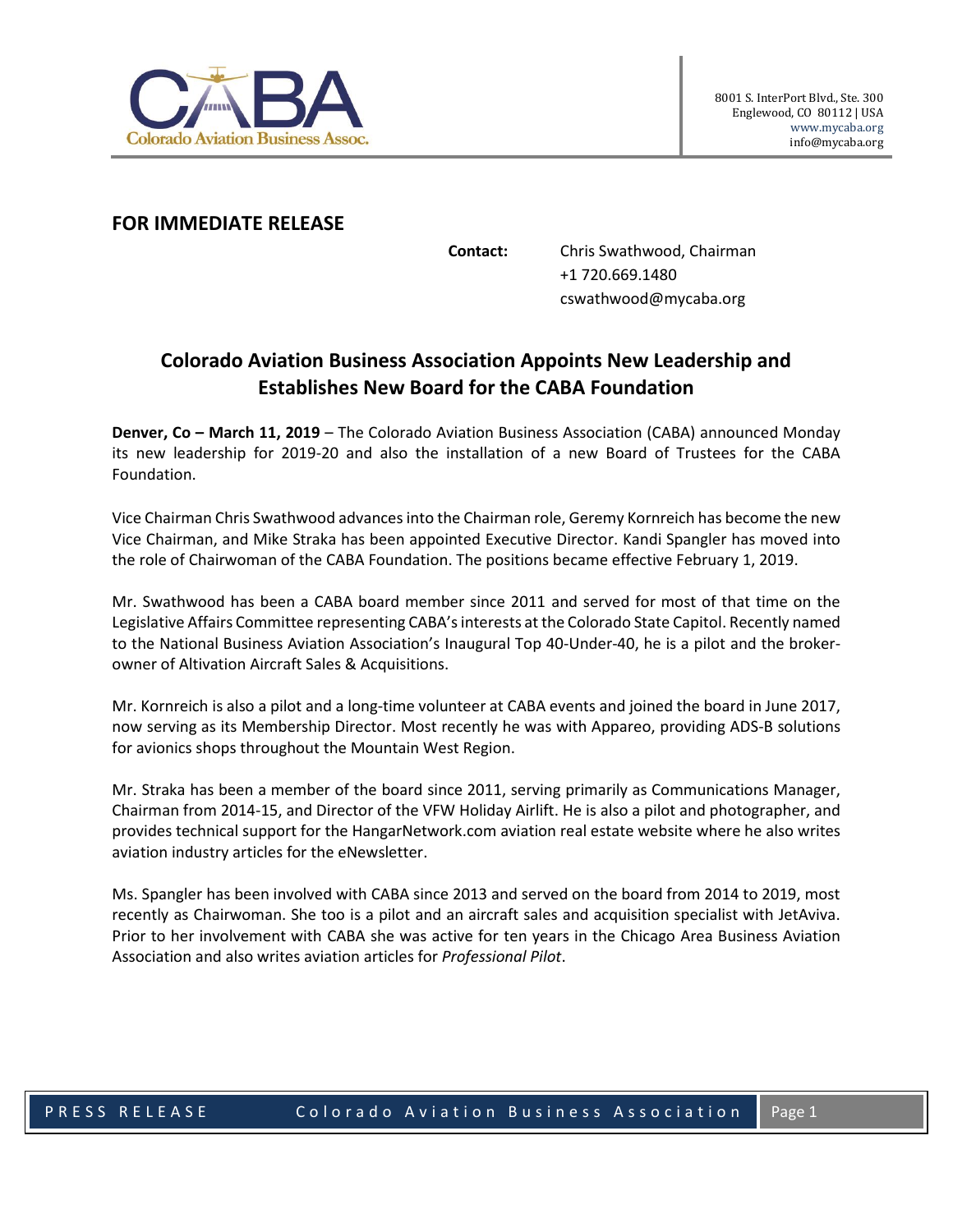Colorado Aviation Business Assoc.

8001 S. InterPort Blvd., Ste. 300
Englewood, CO 80112 | USA
www.mycaba.org
info@mycaba.org

**FOR IMMEDIATE RELEASE**

**Contact:** Chris Swathwood, Chairman
+1 720.669.1480
cswathwood@mycaba.org

## Colorado Aviation Business Association Appoints New Leadership and Establishes New Board for the CABA Foundation

**Denver, Co – March 11, 2019** – The Colorado Aviation Business Association (CABA) announced Monday its new leadership for 2019-20 and also the installation of a new Board of Trustees for the CABA Foundation.

Vice Chairman Chris Swathwood advances into the Chairman role, Geremy Kornreich has become the new Vice Chairman, and Mike Straka has been appointed Executive Director. Kandi Spangler has moved into the role of Chairwoman of the CABA Foundation. The positions became effective February 1, 2019.

Mr. Swathwood has been a CABA board member since 2011 and served for most of that time on the Legislative Affairs Committee representing CABA's interests at the Colorado State Capitol. Recently named to the National Business Aviation Association's Inaugural Top 40-Under-40, he is a pilot and the broker-owner of Altivation Aircraft Sales & Acquisitions.

Mr. Kornreich is also a pilot and a long-time volunteer at CABA events and joined the board in June 2017, now serving as its Membership Director. Most recently he was with Appareo, providing ADS-B solutions for avionics shops throughout the Mountain West Region.

Mr. Straka has been a member of the board since 2011, serving primarily as Communications Manager, Chairman from 2014-15, and Director of the VFW Holiday Airlift. He is also a pilot and photographer, and provides technical support for the HangarNetwork.com aviation real estate website where he also writes aviation industry articles for the eNewsletter.

Ms. Spangler has been involved with CABA since 2013 and served on the board from 2014 to 2019, most recently as Chairwoman. She too is a pilot and an aircraft sales and acquisition specialist with JetAviva. Prior to her involvement with CABA she was active for ten years in the Chicago Area Business Aviation Association and also writes aviation articles for *Professional Pilot*.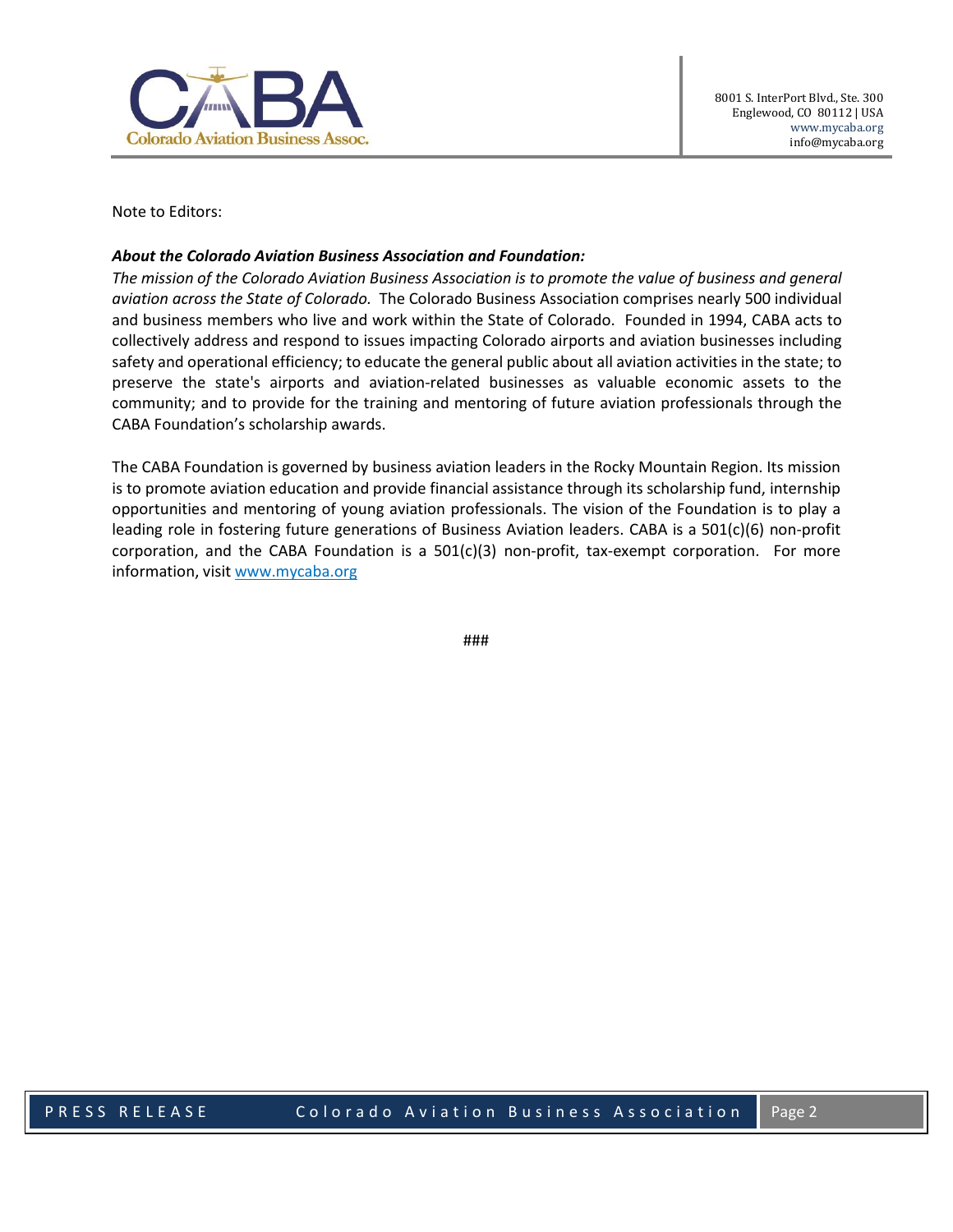Note to Editors:

***About the Colorado Aviation Business Association and Foundation:***

*The mission of the Colorado Aviation Business Association is to promote the value of business and general aviation across the State of Colorado.* The Colorado Business Association comprises nearly 500 individual and business members who live and work within the State of Colorado. Founded in 1994, CABA acts to collectively address and respond to issues impacting Colorado airports and aviation businesses including safety and operational efficiency; to educate the general public about all aviation activities in the state; to preserve the state's airports and aviation-related businesses as valuable economic assets to the community; and to provide for the training and mentoring of future aviation professionals through the CABA Foundation's scholarship awards.

The CABA Foundation is governed by business aviation leaders in the Rocky Mountain Region. Its mission is to promote aviation education and provide financial assistance through its scholarship fund, internship opportunities and mentoring of young aviation professionals. The vision of the Foundation is to play a leading role in fostering future generations of Business Aviation leaders. CABA is a 501(c)(6) non-profit corporation, and the CABA Foundation is a 501(c)(3) non-profit, tax-exempt corporation. For more information, visit [www.mycaba.org](http://www.mycaba.org)

###